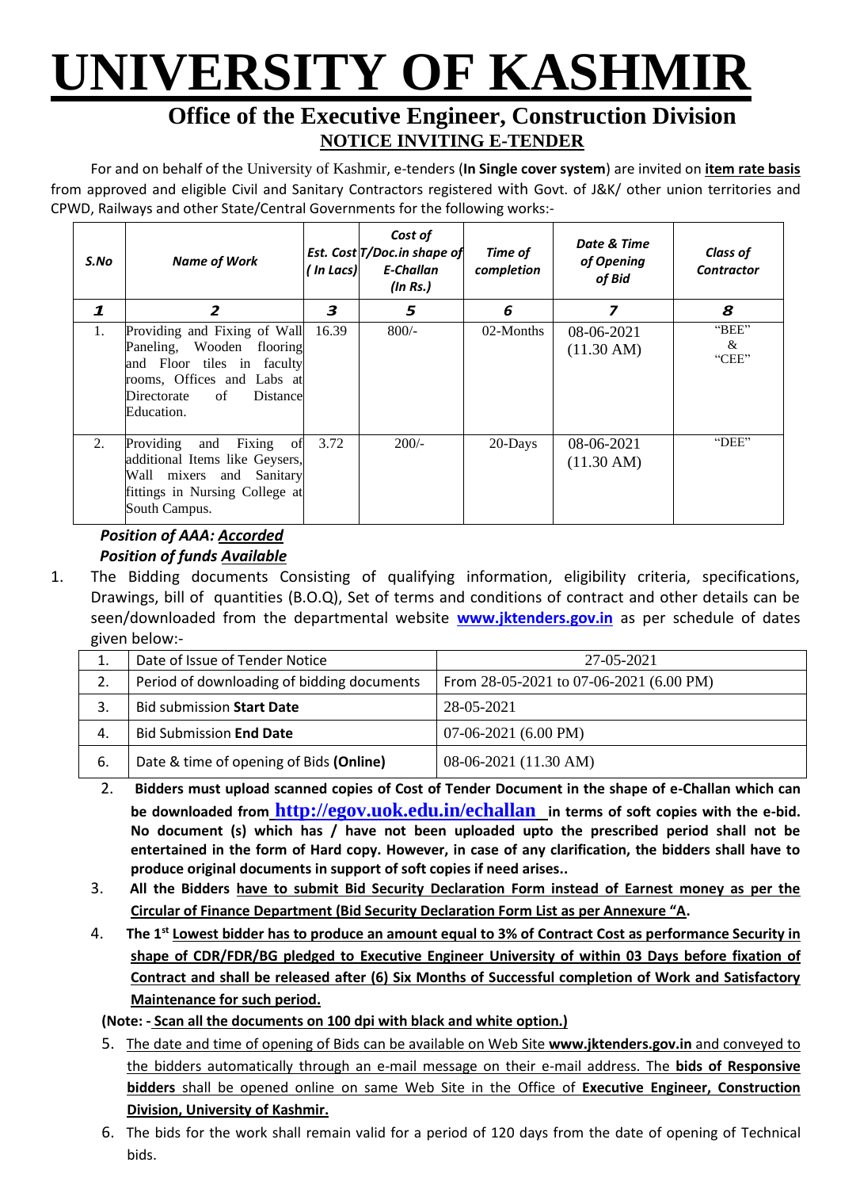# UNIVERSITY OF KASHMIR

## Office of the Executive Engineer, Construction Division

### NOTICE INVITING E-TENDER

For and on behalf of the University of Kashmir, e-tenders (**In Single cover system**) are invited on **item rate basis** from approved and eligible Civil and Sanitary Contractors registered with Govt. of J&K/ other union territories and CPWD, Railways and other State/Central Governments for the following works:-

| *S.No* | *Name of Work* | *Est. Cost (In Lacs)* | *Cost of T/Doc.in shape of E-Challan (In Rs.)* | *Time of completion* | *Date & Time of Opening of Bid* | *Class of Contractor* |
|---|---|---|---|---|---|---|
| ***1*** | ***2*** | ***3*** | ***5*** | ***6*** | ***7*** | ***8*** |
| 1. | Providing and Fixing of Wall Paneling, Wooden flooring and Floor tiles in faculty rooms, Offices and Labs at Directorate of Distance Education. | 16.39 | 800/- | 02-Months | 08-06-2021 (11.30 AM) | "BEE" & "CEE" |
| 2. | Providing and Fixing of additional Items like Geysers, Wall mixers and Sanitary fittings in Nursing College at South Campus. | 3.72 | 200/- | 20-Days | 08-06-2021 (11.30 AM) | "DEE" |

***Position of AAA: Accorded***
***Position of funds Available***

1. The Bidding documents Consisting of qualifying information, eligibility criteria, specifications, Drawings, bill of quantities (B.O.Q), Set of terms and conditions of contract and other details can be seen/downloaded from the departmental website **www.jktenders.gov.in** as per schedule of dates given below:-

| | | |
|---|---|---|
| 1. | Date of Issue of Tender Notice | 27-05-2021 |
| 2. | Period of downloading of bidding documents | From 28-05-2021 to 07-06-2021 (6.00 PM) |
| 3. | Bid submission **Start Date** | 28-05-2021 |
| 4. | Bid Submission **End Date** | 07-06-2021 (6.00 PM) |
| 6. | Date & time of opening of Bids **(Online)** | 08-06-2021 (11.30 AM) |

2. **Bidders must upload scanned copies of Cost of Tender Document in the shape of e-Challan which can be downloaded from http://egov.uok.edu.in/echallan in terms of soft copies with the e-bid. No document (s) which has / have not been uploaded upto the prescribed period shall not be entertained in the form of Hard copy. However, in case of any clarification, the bidders shall have to produce original documents in support of soft copies if need arises..**

3. **All the Bidders have to submit Bid Security Declaration Form instead of Earnest money as per the Circular of Finance Department (Bid Security Declaration Form List as per Annexure "A.**

4. **The 1st Lowest bidder has to produce an amount equal to 3% of Contract Cost as performance Security in shape of CDR/FDR/BG pledged to Executive Engineer University of within 03 Days before fixation of Contract and shall be released after (6) Six Months of Successful completion of Work and Satisfactory Maintenance for such period.**

**(Note: - Scan all the documents on 100 dpi with black and white option.)**

5. The date and time of opening of Bids can be available on Web Site **www.jktenders.gov.in** and conveyed to the bidders automatically through an e-mail message on their e-mail address. The **bids of Responsive bidders** shall be opened online on same Web Site in the Office of **Executive Engineer, Construction Division, University of Kashmir.**

6. The bids for the work shall remain valid for a period of 120 days from the date of opening of Technical bids.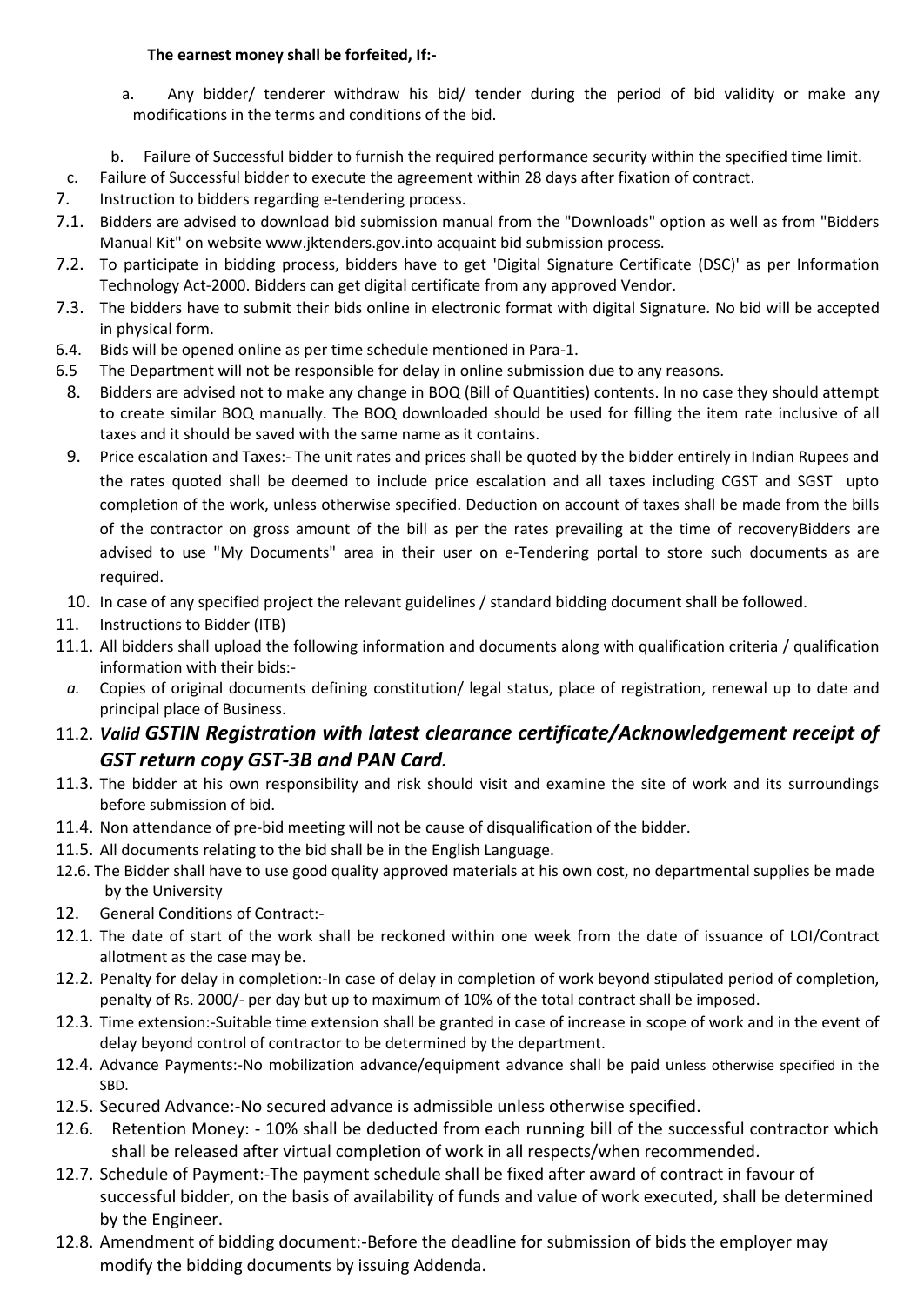**The earnest money shall be forfeited, If:-**

a. Any bidder/ tenderer withdraw his bid/ tender during the period of bid validity or make any modifications in the terms and conditions of the bid.

b. Failure of Successful bidder to furnish the required performance security within the specified time limit.

c. Failure of Successful bidder to execute the agreement within 28 days after fixation of contract.

7. Instruction to bidders regarding e-tendering process.

7.1. Bidders are advised to download bid submission manual from the "Downloads" option as well as from "Bidders Manual Kit" on website www.jktenders.gov.into acquaint bid submission process.

7.2. To participate in bidding process, bidders have to get 'Digital Signature Certificate (DSC)' as per Information Technology Act-2000. Bidders can get digital certificate from any approved Vendor.

7.3. The bidders have to submit their bids online in electronic format with digital Signature. No bid will be accepted in physical form.

6.4. Bids will be opened online as per time schedule mentioned in Para-1.

6.5 The Department will not be responsible for delay in online submission due to any reasons.

8. Bidders are advised not to make any change in BOQ (Bill of Quantities) contents. In no case they should attempt to create similar BOQ manually. The BOQ downloaded should be used for filling the item rate inclusive of all taxes and it should be saved with the same name as it contains.

9. Price escalation and Taxes:- The unit rates and prices shall be quoted by the bidder entirely in Indian Rupees and the rates quoted shall be deemed to include price escalation and all taxes including CGST and SGST upto completion of the work, unless otherwise specified. Deduction on account of taxes shall be made from the bills of the contractor on gross amount of the bill as per the rates prevailing at the time of recoveryBidders are advised to use "My Documents" area in their user on e-Tendering portal to store such documents as are required.

10. In case of any specified project the relevant guidelines / standard bidding document shall be followed.

11. Instructions to Bidder (ITB)

11.1. All bidders shall upload the following information and documents along with qualification criteria / qualification information with their bids:-

*a.* Copies of original documents defining constitution/ legal status, place of registration, renewal up to date and principal place of Business.

11.2. ***Valid GSTIN Registration with latest clearance certificate/Acknowledgement receipt of GST return copy GST-3B and PAN Card.***

11.3. The bidder at his own responsibility and risk should visit and examine the site of work and its surroundings before submission of bid.

11.4. Non attendance of pre-bid meeting will not be cause of disqualification of the bidder.

11.5. All documents relating to the bid shall be in the English Language.

12.6. The Bidder shall have to use good quality approved materials at his own cost, no departmental supplies be made by the University

12. General Conditions of Contract:-

12.1. The date of start of the work shall be reckoned within one week from the date of issuance of LOI/Contract allotment as the case may be.

12.2. Penalty for delay in completion:-In case of delay in completion of work beyond stipulated period of completion, penalty of Rs. 2000/- per day but up to maximum of 10% of the total contract shall be imposed.

12.3. Time extension:-Suitable time extension shall be granted in case of increase in scope of work and in the event of delay beyond control of contractor to be determined by the department.

12.4. Advance Payments:-No mobilization advance/equipment advance shall be paid unless otherwise specified in the SBD.

12.5. Secured Advance:-No secured advance is admissible unless otherwise specified.

12.6. Retention Money: - 10% shall be deducted from each running bill of the successful contractor which shall be released after virtual completion of work in all respects/when recommended.

12.7. Schedule of Payment:-The payment schedule shall be fixed after award of contract in favour of successful bidder, on the basis of availability of funds and value of work executed, shall be determined by the Engineer.

12.8. Amendment of bidding document:-Before the deadline for submission of bids the employer may modify the bidding documents by issuing Addenda.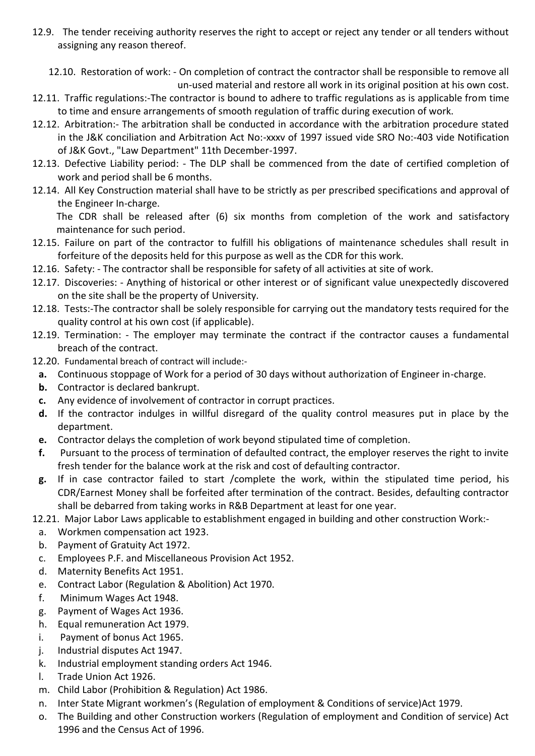12.9. The tender receiving authority reserves the right to accept or reject any tender or all tenders without assigning any reason thereof.

12.10. Restoration of work: - On completion of contract the contractor shall be responsible to remove all un-used material and restore all work in its original position at his own cost.

12.11. Traffic regulations:-The contractor is bound to adhere to traffic regulations as is applicable from time to time and ensure arrangements of smooth regulation of traffic during execution of work.

12.12. Arbitration:- The arbitration shall be conducted in accordance with the arbitration procedure stated in the J&K conciliation and Arbitration Act No:-xxxv of 1997 issued vide SRO No:-403 vide Notification of J&K Govt., "Law Department" 11th December-1997.

12.13. Defective Liability period: - The DLP shall be commenced from the date of certified completion of work and period shall be 6 months.

12.14. All Key Construction material shall have to be strictly as per prescribed specifications and approval of the Engineer In-charge.

The CDR shall be released after (6) six months from completion of the work and satisfactory maintenance for such period.

12.15. Failure on part of the contractor to fulfill his obligations of maintenance schedules shall result in forfeiture of the deposits held for this purpose as well as the CDR for this work.

12.16. Safety: - The contractor shall be responsible for safety of all activities at site of work.

12.17. Discoveries: - Anything of historical or other interest or of significant value unexpectedly discovered on the site shall be the property of University.

12.18. Tests:-The contractor shall be solely responsible for carrying out the mandatory tests required for the quality control at his own cost (if applicable).

12.19. Termination: - The employer may terminate the contract if the contractor causes a fundamental breach of the contract.

12.20. Fundamental breach of contract will include:-

- **a.** Continuous stoppage of Work for a period of 30 days without authorization of Engineer in-charge.
- **b.** Contractor is declared bankrupt.
- **c.** Any evidence of involvement of contractor in corrupt practices.
- **d.** If the contractor indulges in willful disregard of the quality control measures put in place by the department.
- **e.** Contractor delays the completion of work beyond stipulated time of completion.
- **f.** Pursuant to the process of termination of defaulted contract, the employer reserves the right to invite fresh tender for the balance work at the risk and cost of defaulting contractor.
- **g.** If in case contractor failed to start /complete the work, within the stipulated time period, his CDR/Earnest Money shall be forfeited after termination of the contract. Besides, defaulting contractor shall be debarred from taking works in R&B Department at least for one year.

12.21. Major Labor Laws applicable to establishment engaged in building and other construction Work:-

- a. Workmen compensation act 1923.
- b. Payment of Gratuity Act 1972.
- c. Employees P.F. and Miscellaneous Provision Act 1952.
- d. Maternity Benefits Act 1951.
- e. Contract Labor (Regulation & Abolition) Act 1970.
- f. Minimum Wages Act 1948.
- g. Payment of Wages Act 1936.
- h. Equal remuneration Act 1979.
- i. Payment of bonus Act 1965.
- j. Industrial disputes Act 1947.
- k. Industrial employment standing orders Act 1946.
- l. Trade Union Act 1926.
- m. Child Labor (Prohibition & Regulation) Act 1986.
- n. Inter State Migrant workmen's (Regulation of employment & Conditions of service)Act 1979.
- o. The Building and other Construction workers (Regulation of employment and Condition of service) Act 1996 and the Census Act of 1996.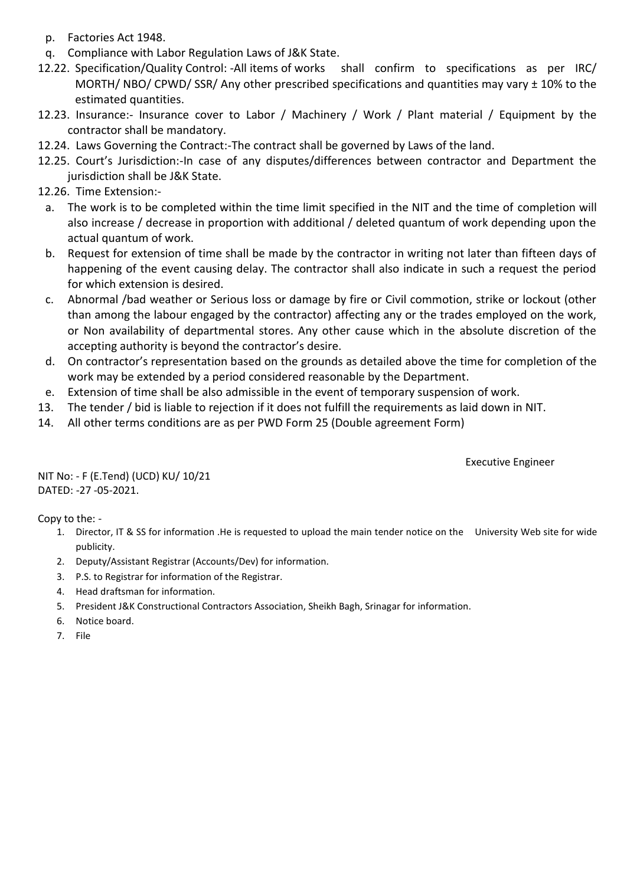p. Factories Act 1948.
q. Compliance with Labor Regulation Laws of J&K State.

12.22. Specification/Quality Control: -All items of works shall confirm to specifications as per IRC/ MORTH/ NBO/ CPWD/ SSR/ Any other prescribed specifications and quantities may vary ± 10% to the estimated quantities.

12.23. Insurance:- Insurance cover to Labor / Machinery / Work / Plant material / Equipment by the contractor shall be mandatory.

12.24. Laws Governing the Contract:-The contract shall be governed by Laws of the land.

12.25. Court's Jurisdiction:-In case of any disputes/differences between contractor and Department the jurisdiction shall be J&K State.

12.26. Time Extension:-

a. The work is to be completed within the time limit specified in the NIT and the time of completion will also increase / decrease in proportion with additional / deleted quantum of work depending upon the actual quantum of work.
b. Request for extension of time shall be made by the contractor in writing not later than fifteen days of happening of the event causing delay. The contractor shall also indicate in such a request the period for which extension is desired.
c. Abnormal /bad weather or Serious loss or damage by fire or Civil commotion, strike or lockout (other than among the labour engaged by the contractor) affecting any or the trades employed on the work, or Non availability of departmental stores. Any other cause which in the absolute discretion of the accepting authority is beyond the contractor's desire.
d. On contractor's representation based on the grounds as detailed above the time for completion of the work may be extended by a period considered reasonable by the Department.
e. Extension of time shall be also admissible in the event of temporary suspension of work.

13. The tender / bid is liable to rejection if it does not fulfill the requirements as laid down in NIT.
14. All other terms conditions are as per PWD Form 25 (Double agreement Form)

Executive Engineer

NIT No: - F (E.Tend) (UCD) KU/ 10/21
DATED: -27 -05-2021.

Copy to the: -

1. Director, IT & SS for information .He is requested to upload the main tender notice on the University Web site for wide publicity.
2. Deputy/Assistant Registrar (Accounts/Dev) for information.
3. P.S. to Registrar for information of the Registrar.
4. Head draftsman for information.
5. President J&K Constructional Contractors Association, Sheikh Bagh, Srinagar for information.
6. Notice board.
7. File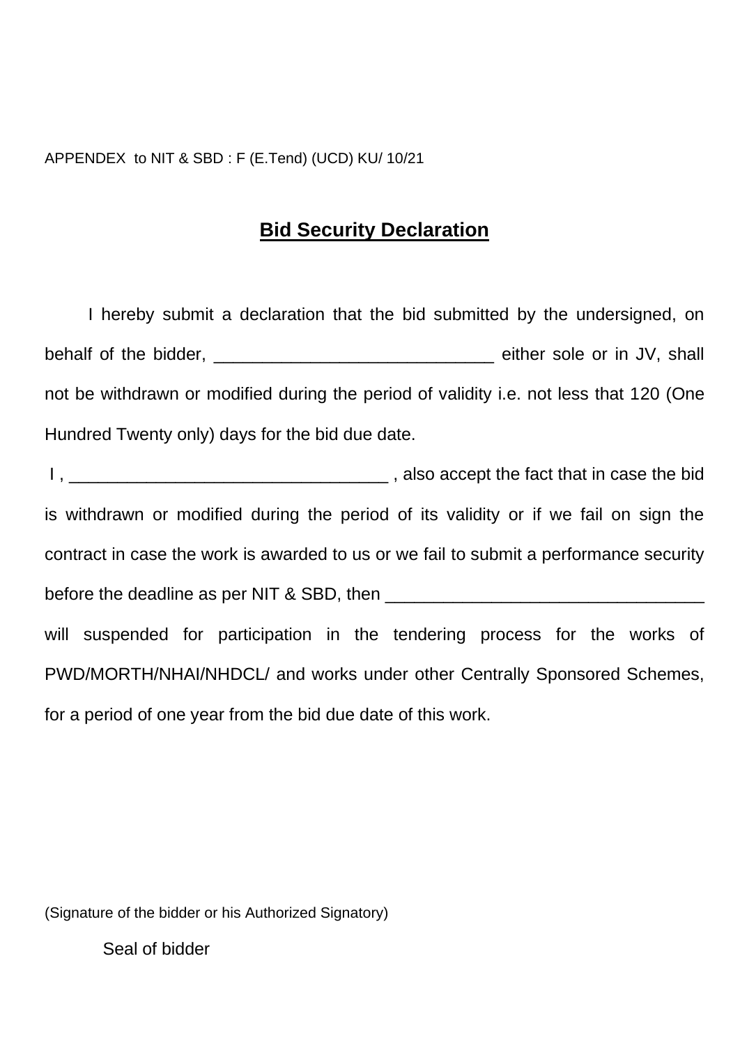APPENDEX  to NIT & SBD : F (E.Tend) (UCD) KU/ 10/21

# Bid Security Declaration

I hereby submit a declaration that the bid submitted by the undersigned, on behalf of the bidder, ______________________________ either sole or in JV, shall not be withdrawn or modified during the period of validity i.e. not less that 120 (One Hundred Twenty only) days for the bid due date.

I , __________________________________ , also accept the fact that in case the bid is withdrawn or modified during the period of its validity or if we fail on sign the contract in case the work is awarded to us or we fail to submit a performance security before the deadline as per NIT & SBD, then __________________________________ will suspended for participation in the tendering process for the works of PWD/MORTH/NHAI/NHDCL/ and works under other Centrally Sponsored Schemes, for a period of one year from the bid due date of this work.

(Signature of the bidder or his Authorized Signatory)

Seal of bidder